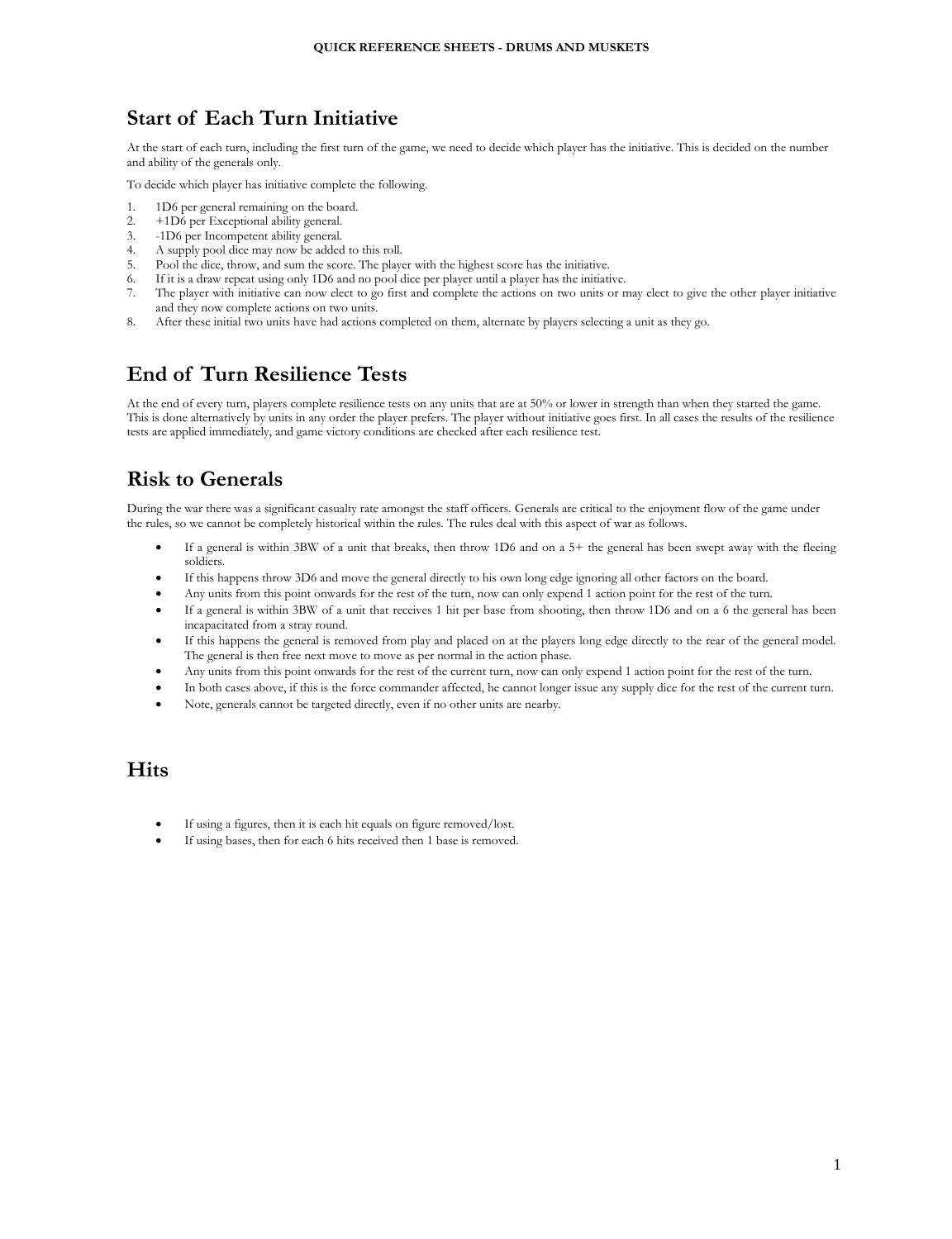## Start of Each Turn Initiative

At the start of each turn, including the first turn of the game, we need to decide which player has the initiative. This is decided on the number and ability of the generals only.

To decide which player has initiative complete the following.

1. 1D6 per general remaining on the board.
2. +1D6 per Exceptional ability general.
3. -1D6 per Incompetent ability general.
4. A supply pool dice may now be added to this roll.
5. Pool the dice, throw, and sum the score. The player with the highest score has the initiative.
6. If it is a draw repeat using only 1D6 and no pool dice per player until a player has the initiative.
7. The player with initiative can now elect to go first and complete the actions on two units or may elect to give the other player initiative and they now complete actions on two units.
8. After these initial two units have had actions completed on them, alternate by players selecting a unit as they go.

## End of Turn Resilience Tests

At the end of every turn, players complete resilience tests on any units that are at 50% or lower in strength than when they started the game. This is done alternatively by units in any order the player prefers. The player without initiative goes first. In all cases the results of the resilience tests are applied immediately, and game victory conditions are checked after each resilience test.

## Risk to Generals

During the war there was a significant casualty rate amongst the staff officers. Generals are critical to the enjoyment flow of the game under the rules, so we cannot be completely historical within the rules. The rules deal with this aspect of war as follows.

- If a general is within 3BW of a unit that breaks, then throw 1D6 and on a 5+ the general has been swept away with the fleeing soldiers.
- If this happens throw 3D6 and move the general directly to his own long edge ignoring all other factors on the board.
- Any units from this point onwards for the rest of the turn, now can only expend 1 action point for the rest of the turn.
- If a general is within 3BW of a unit that receives 1 hit per base from shooting, then throw 1D6 and on a 6 the general has been incapacitated from a stray round.
- If this happens the general is removed from play and placed on at the players long edge directly to the rear of the general model. The general is then free next move to move as per normal in the action phase.
- Any units from this point onwards for the rest of the current turn, now can only expend 1 action point for the rest of the turn.
- In both cases above, if this is the force commander affected, he cannot longer issue any supply dice for the rest of the current turn.
- Note, generals cannot be targeted directly, even if no other units are nearby.

## Hits

- If using a figures, then it is each hit equals on figure removed/lost.
- If using bases, then for each 6 hits received then 1 base is removed.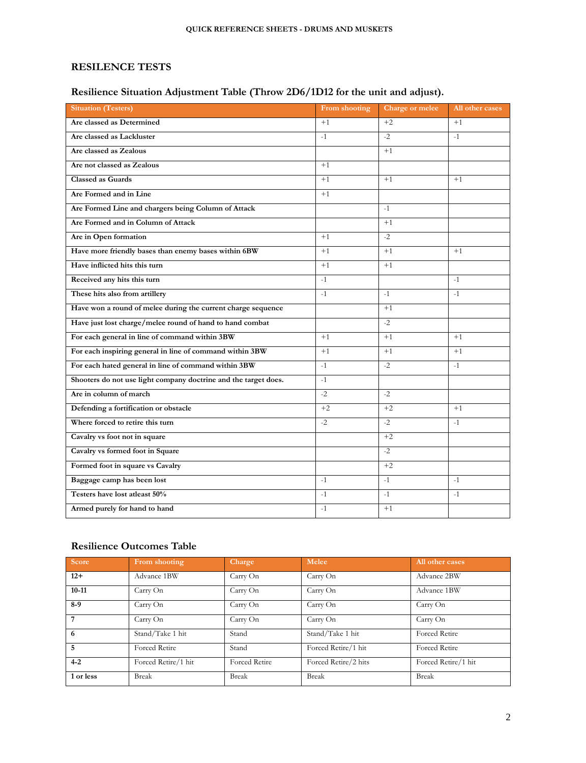## RESILENCE TESTS

### Resilience Situation Adjustment Table (Throw 2D6/1D12 for the unit and adjust).

| Situation (Testers) | From shooting | Charge or melee | All other cases |
|---|---|---|---|
| **Are classed as Determined** | +1 | +2 | +1 |
| **Are classed as Lackluster** | -1 | -2 | -1 |
| **Are classed as Zealous** | | +1 | |
| **Are not classed as Zealous** | +1 | | |
| **Classed as Guards** | +1 | +1 | +1 |
| **Are Formed and in Line** | +1 | | |
| **Are Formed Line and chargers being Column of Attack** | | -1 | |
| **Are Formed and in Column of Attack** | | +1 | |
| **Are in Open formation** | +1 | -2 | |
| **Have more friendly bases than enemy bases within 6BW** | +1 | +1 | +1 |
| **Have inflicted hits this turn** | +1 | +1 | |
| **Received any hits this turn** | -1 | | -1 |
| **These hits also from artillery** | -1 | -1 | -1 |
| **Have won a round of melee during the current charge sequence** | | +1 | |
| **Have just lost charge/melee round of hand to hand combat** | | -2 | |
| **For each general in line of command within 3BW** | +1 | +1 | +1 |
| **For each inspiring general in line of command within 3BW** | +1 | +1 | +1 |
| **For each hated general in line of command within 3BW** | -1 | -2 | -1 |
| **Shooters do not use light company doctrine and the target does.** | -1 | | |
| **Are in column of march** | -2 | -2 | |
| **Defending a fortification or obstacle** | +2 | +2 | +1 |
| **Where forced to retire this turn** | -2 | -2 | -1 |
| **Cavalry vs foot not in square** | | +2 | |
| **Cavalry vs formed foot in Square** | | -2 | |
| **Formed foot in square vs Cavalry** | | +2 | |
| **Baggage camp has been lost** | -1 | -1 | -1 |
| **Testers have lost atleast 50%** | -1 | -1 | -1 |
| **Armed purely for hand to hand** | -1 | +1 | |

### Resilience Outcomes Table

| Score | From shooting | Charge | Melee | All other cases |
|---|---|---|---|---|
| **12+** | Advance 1BW | Carry On | Carry On | Advance 2BW |
| **10-11** | Carry On | Carry On | Carry On | Advance 1BW |
| **8-9** | Carry On | Carry On | Carry On | Carry On |
| **7** | Carry On | Carry On | Carry On | Carry On |
| **6** | Stand/Take 1 hit | Stand | Stand/Take 1 hit | Forced Retire |
| **5** | Forced Retire | Stand | Forced Retire/1 hit | Forced Retire |
| **4-2** | Forced Retire/1 hit | Forced Retire | Forced Retire/2 hits | Forced Retire/1 hit |
| **1 or less** | Break | Break | Break | Break |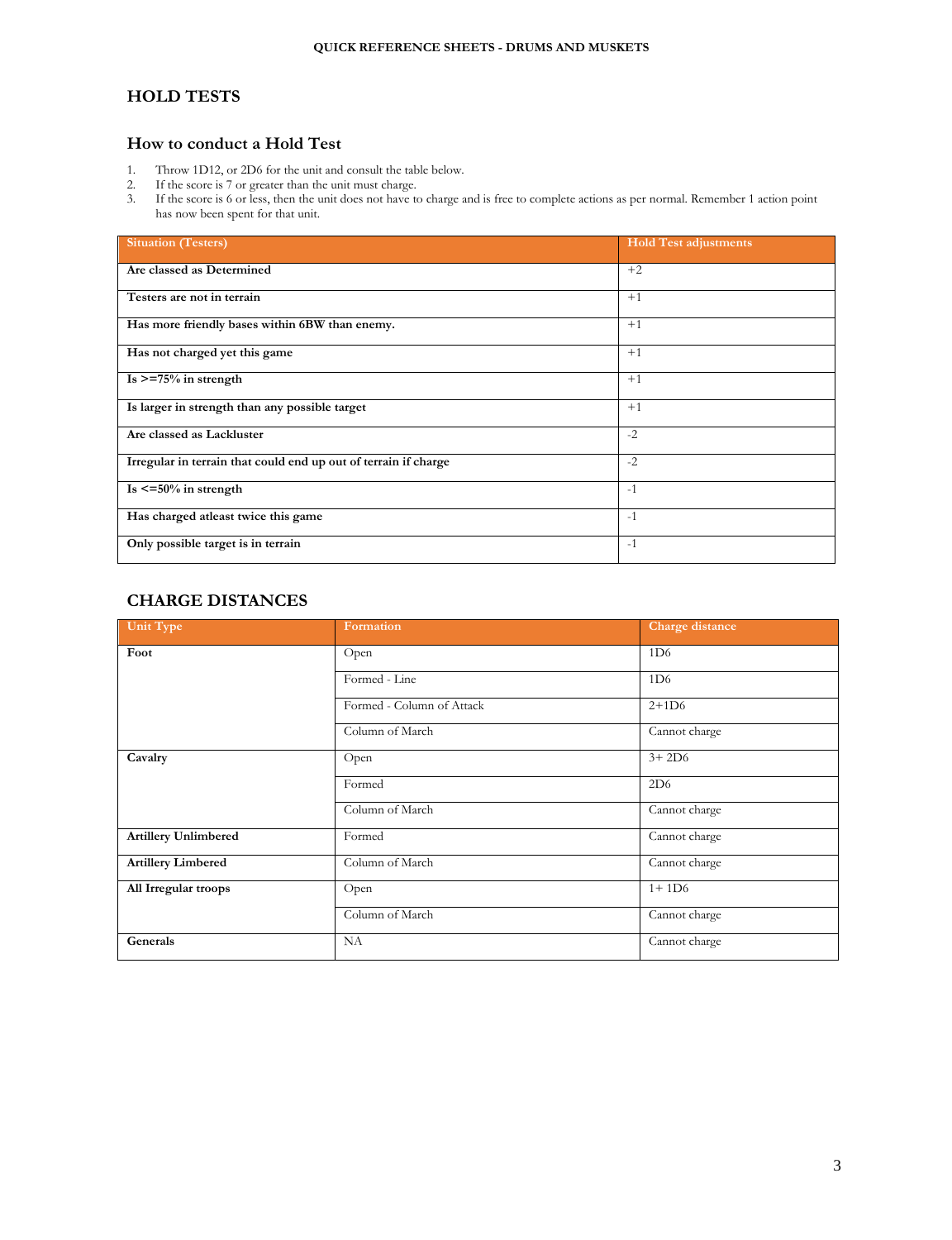## HOLD TESTS

### How to conduct a Hold Test

1. Throw 1D12, or 2D6 for the unit and consult the table below.
2. If the score is 7 or greater than the unit must charge.
3. If the score is 6 or less, then the unit does not have to charge and is free to complete actions as per normal. Remember 1 action point has now been spent for that unit.

| Situation (Testers) | Hold Test adjustments |
|---|---|
| **Are classed as Determined** | +2 |
| **Testers are not in terrain** | +1 |
| **Has more friendly bases within 6BW than enemy.** | +1 |
| **Has not charged yet this game** | +1 |
| **Is >=75% in strength** | +1 |
| **Is larger in strength than any possible target** | +1 |
| **Are classed as Lackluster** | -2 |
| **Irregular in terrain that could end up out of terrain if charge** | -2 |
| **Is <=50% in strength** | -1 |
| **Has charged atleast twice this game** | -1 |
| **Only possible target is in terrain** | -1 |

## CHARGE DISTANCES

| Unit Type | Formation | Charge distance |
|---|---|---|
| **Foot** | Open | 1D6 |
| | Formed - Line | 1D6 |
| | Formed - Column of Attack | 2+1D6 |
| | Column of March | Cannot charge |
| **Cavalry** | Open | 3+ 2D6 |
| | Formed | 2D6 |
| | Column of March | Cannot charge |
| **Artillery Unlimbered** | Formed | Cannot charge |
| **Artillery Limbered** | Column of March | Cannot charge |
| **All Irregular troops** | Open | 1+ 1D6 |
| | Column of March | Cannot charge |
| **Generals** | NA | Cannot charge |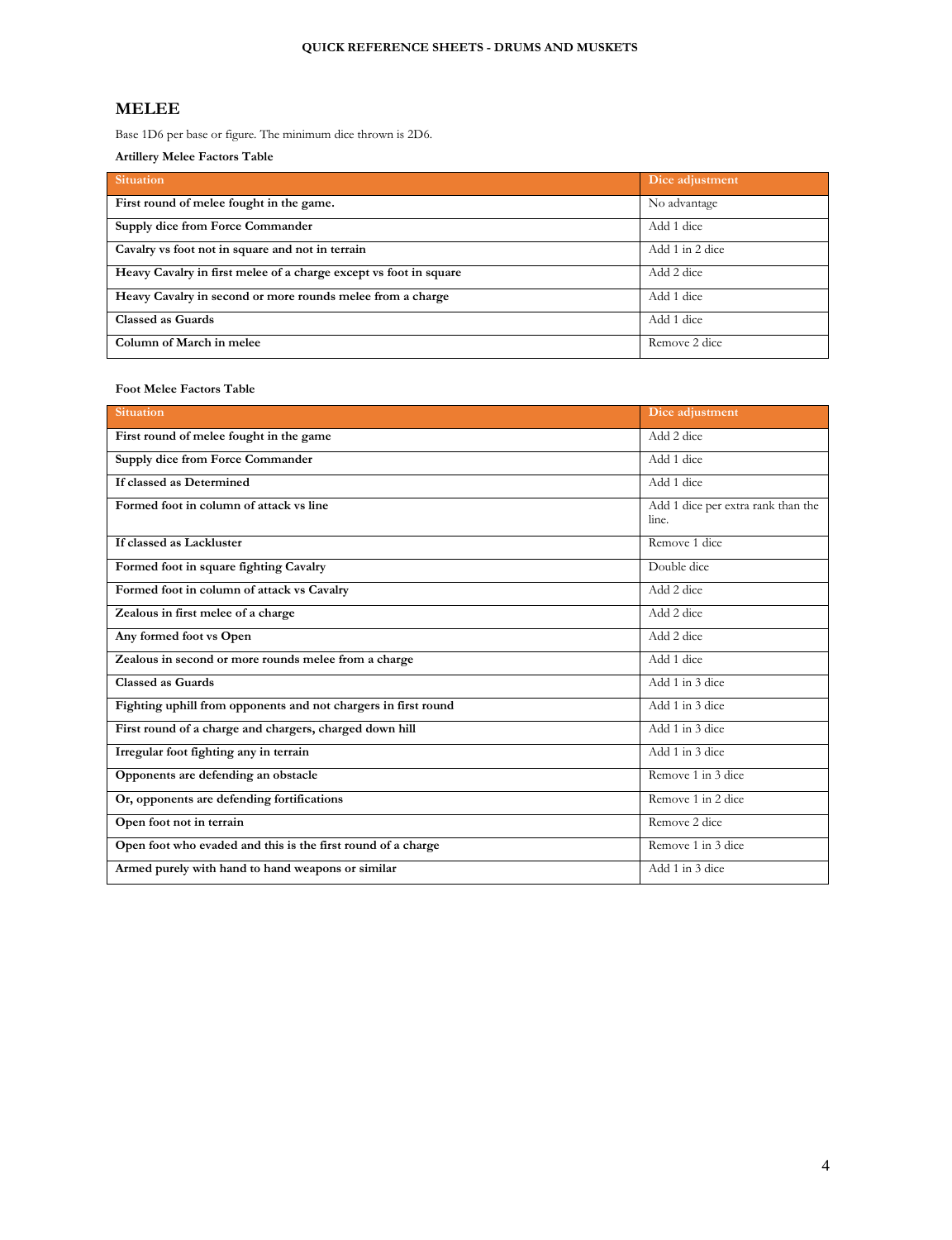## MELEE

Base 1D6 per base or figure. The minimum dice thrown is 2D6.

**Artillery Melee Factors Table**

| Situation | Dice adjustment |
|---|---|
| **First round of melee fought in the game.** | No advantage |
| **Supply dice from Force Commander** | Add 1 dice |
| **Cavalry vs foot not in square and not in terrain** | Add 1 in 2 dice |
| **Heavy Cavalry in first melee of a charge except vs foot in square** | Add 2 dice |
| **Heavy Cavalry in second or more rounds melee from a charge** | Add 1 dice |
| **Classed as Guards** | Add 1 dice |
| **Column of March in melee** | Remove 2 dice |

**Foot Melee Factors Table**

| Situation | Dice adjustment |
|---|---|
| **First round of melee fought in the game** | Add 2 dice |
| **Supply dice from Force Commander** | Add 1 dice |
| **If classed as Determined** | Add 1 dice |
| **Formed foot in column of attack vs line** | Add 1 dice per extra rank than the line. |
| **If classed as Lackluster** | Remove 1 dice |
| **Formed foot in square fighting Cavalry** | Double dice |
| **Formed foot in column of attack vs Cavalry** | Add 2 dice |
| **Zealous in first melee of a charge** | Add 2 dice |
| **Any formed foot vs Open** | Add 2 dice |
| **Zealous in second or more rounds melee from a charge** | Add 1 dice |
| **Classed as Guards** | Add 1 in 3 dice |
| **Fighting uphill from opponents and not chargers in first round** | Add 1 in 3 dice |
| **First round of a charge and chargers, charged down hill** | Add 1 in 3 dice |
| **Irregular foot fighting any in terrain** | Add 1 in 3 dice |
| **Opponents are defending an obstacle** | Remove 1 in 3 dice |
| **Or, opponents are defending fortifications** | Remove 1 in 2 dice |
| **Open foot not in terrain** | Remove 2 dice |
| **Open foot who evaded and this is the first round of a charge** | Remove 1 in 3 dice |
| **Armed purely with hand to hand weapons or similar** | Add 1 in 3 dice |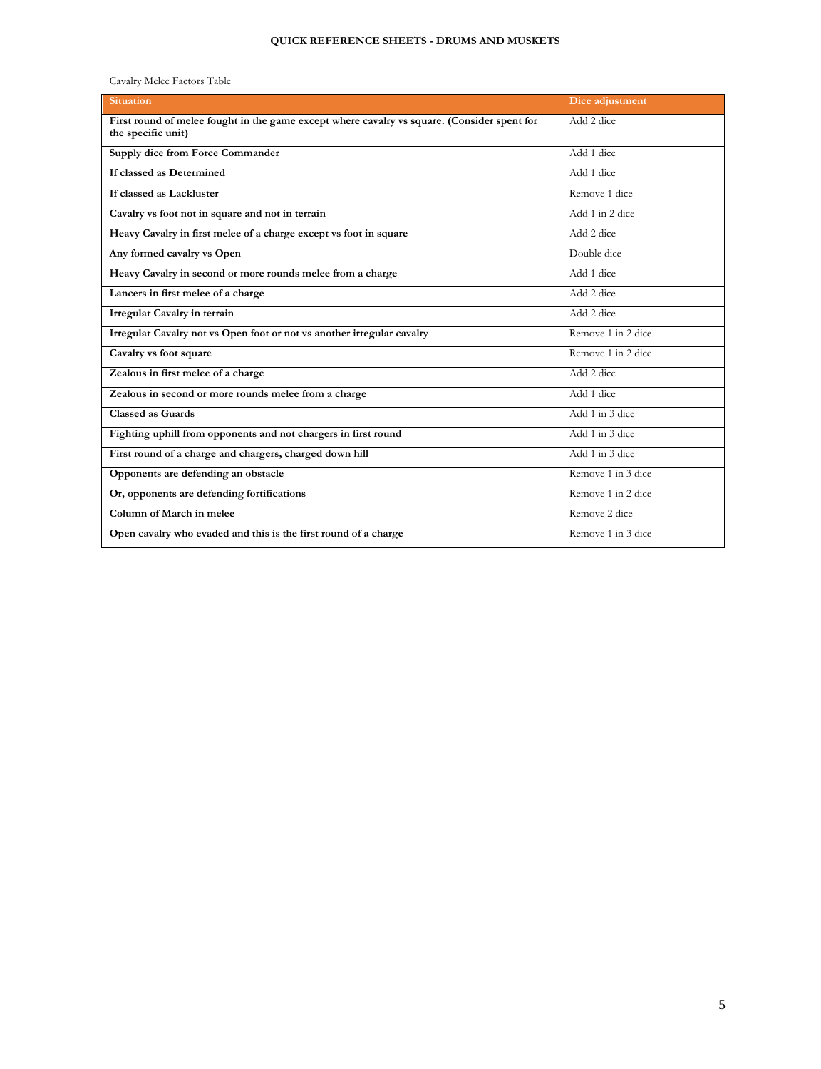Cavalry Melee Factors Table

| Situation | Dice adjustment |
|---|---|
| **First round of melee fought in the game except where cavalry vs square. (Consider spent for the specific unit)** | Add 2 dice |
| **Supply dice from Force Commander** | Add 1 dice |
| **If classed as Determined** | Add 1 dice |
| **If classed as Lackluster** | Remove 1 dice |
| **Cavalry vs foot not in square and not in terrain** | Add 1 in 2 dice |
| **Heavy Cavalry in first melee of a charge except vs foot in square** | Add 2 dice |
| **Any formed cavalry vs Open** | Double dice |
| **Heavy Cavalry in second or more rounds melee from a charge** | Add 1 dice |
| **Lancers in first melee of a charge** | Add 2 dice |
| **Irregular Cavalry in terrain** | Add 2 dice |
| **Irregular Cavalry not vs Open foot or not vs another irregular cavalry** | Remove 1 in 2 dice |
| **Cavalry vs foot square** | Remove 1 in 2 dice |
| **Zealous in first melee of a charge** | Add 2 dice |
| **Zealous in second or more rounds melee from a charge** | Add 1 dice |
| **Classed as Guards** | Add 1 in 3 dice |
| **Fighting uphill from opponents and not chargers in first round** | Add 1 in 3 dice |
| **First round of a charge and chargers, charged down hill** | Add 1 in 3 dice |
| **Opponents are defending an obstacle** | Remove 1 in 3 dice |
| **Or, opponents are defending fortifications** | Remove 1 in 2 dice |
| **Column of March in melee** | Remove 2 dice |
| **Open cavalry who evaded and this is the first round of a charge** | Remove 1 in 3 dice |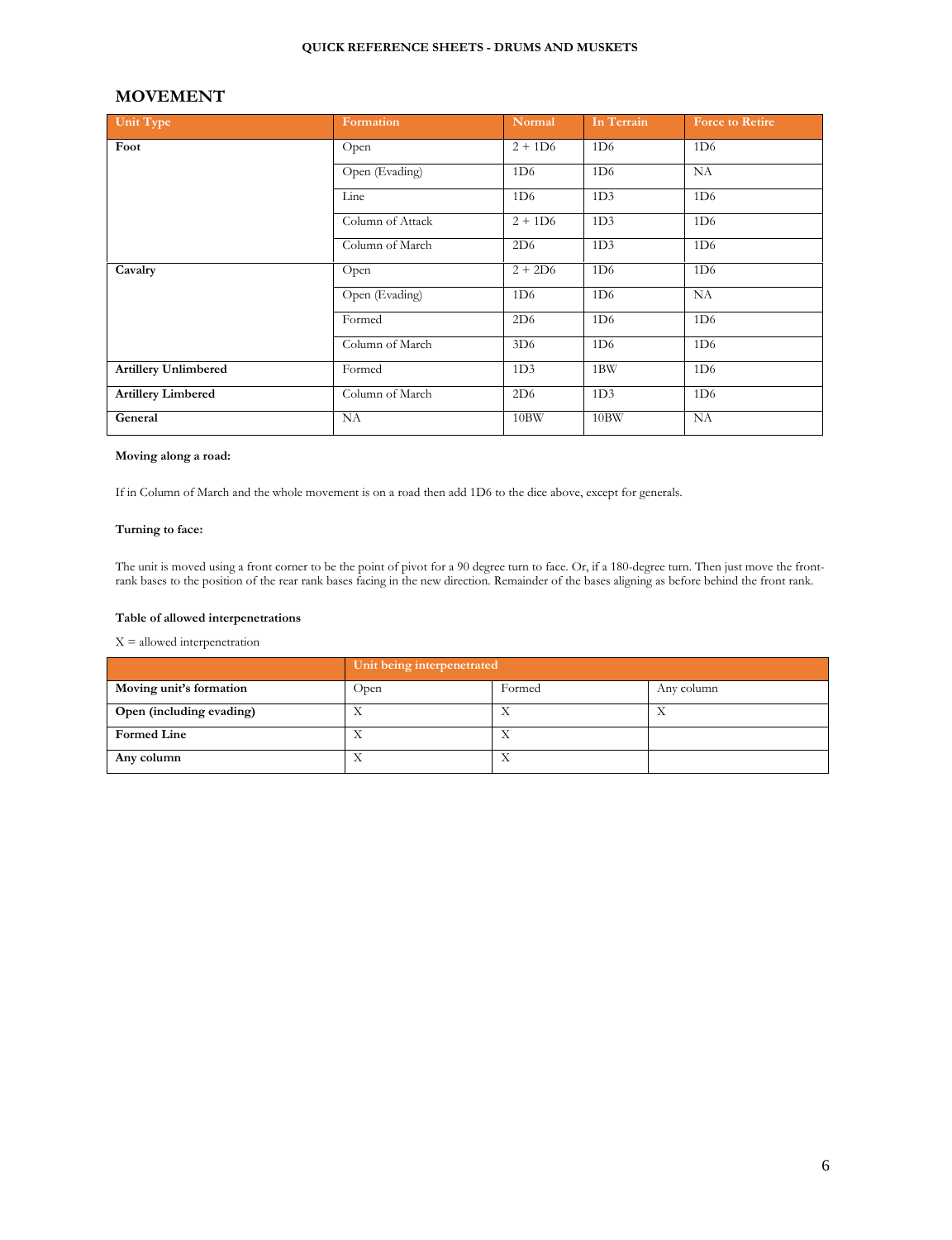## MOVEMENT

| Unit Type | Formation | Normal | In Terrain | Force to Retire |
|---|---|---|---|---|
| **Foot** | Open | 2 + 1D6 | 1D6 | 1D6 |
| | Open (Evading) | 1D6 | 1D6 | NA |
| | Line | 1D6 | 1D3 | 1D6 |
| | Column of Attack | 2 + 1D6 | 1D3 | 1D6 |
| | Column of March | 2D6 | 1D3 | 1D6 |
| **Cavalry** | Open | 2 + 2D6 | 1D6 | 1D6 |
| | Open (Evading) | 1D6 | 1D6 | NA |
| | Formed | 2D6 | 1D6 | 1D6 |
| | Column of March | 3D6 | 1D6 | 1D6 |
| **Artillery Unlimbered** | Formed | 1D3 | 1BW | 1D6 |
| **Artillery Limbered** | Column of March | 2D6 | 1D3 | 1D6 |
| **General** | NA | 10BW | 10BW | NA |

**Moving along a road:**

If in Column of March and the whole movement is on a road then add 1D6 to the dice above, except for generals.

**Turning to face:**

The unit is moved using a front corner to be the point of pivot for a 90 degree turn to face. Or, if a 180-degree turn. Then just move the front-rank bases to the position of the rear rank bases facing in the new direction. Remainder of the bases aligning as before behind the front rank.

**Table of allowed interpenetrations**

X = allowed interpenetration

| | Unit being interpenetrated | | |
|---|---|---|---|
| **Moving unit's formation** | Open | Formed | Any column |
| **Open (including evading)** | X | X | X |
| **Formed Line** | X | X | |
| **Any column** | X | X | |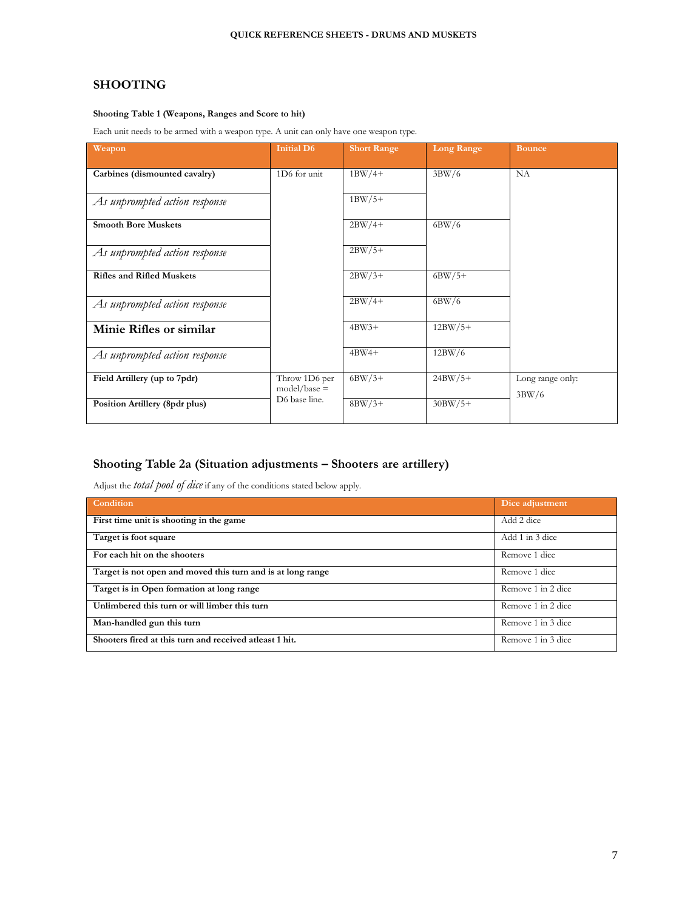## SHOOTING

#### Shooting Table 1 (Weapons, Ranges and Score to hit)

Each unit needs to be armed with a weapon type. A unit can only have one weapon type.

| Weapon | Initial D6 | Short Range | Long Range | Bounce |
|---|---|---|---|---|
| **Carbines (dismounted cavalry)** | 1D6 for unit | 1BW/4+ | 3BW/6 | NA |
| *As unprompted action response* | | 1BW/5+ | | |
| **Smooth Bore Muskets** | | 2BW/4+ | 6BW/6 | |
| *As unprompted action response* | | 2BW/5+ | | |
| **Rifles and Rifled Muskets** | | 2BW/3+ | 6BW/5+ | |
| *As unprompted action response* | | 2BW/4+ | 6BW/6 | |
| **Minie Rifles or similar** | | 4BW3+ | 12BW/5+ | |
| *As unprompted action response* | | 4BW4+ | 12BW/6 | |
| **Field Artillery (up to 7pdr)** | Throw 1D6 per model/base = D6 base line. | 6BW/3+ | 24BW/5+ | Long range only: 3BW/6 |
| **Position Artillery (8pdr plus)** | | 8BW/3+ | 30BW/5+ | |

### Shooting Table 2a (Situation adjustments – Shooters are artillery)

Adjust the *total pool of dice* if any of the conditions stated below apply.

| Condition | Dice adjustment |
|---|---|
| **First time unit is shooting in the game** | Add 2 dice |
| **Target is foot square** | Add 1 in 3 dice |
| **For each hit on the shooters** | Remove 1 dice |
| **Target is not open and moved this turn and is at long range** | Remove 1 dice |
| **Target is in Open formation at long range** | Remove 1 in 2 dice |
| **Unlimbered this turn or will limber this turn** | Remove 1 in 2 dice |
| **Man-handled gun this turn** | Remove 1 in 3 dice |
| **Shooters fired at this turn and received atleast 1 hit.** | Remove 1 in 3 dice |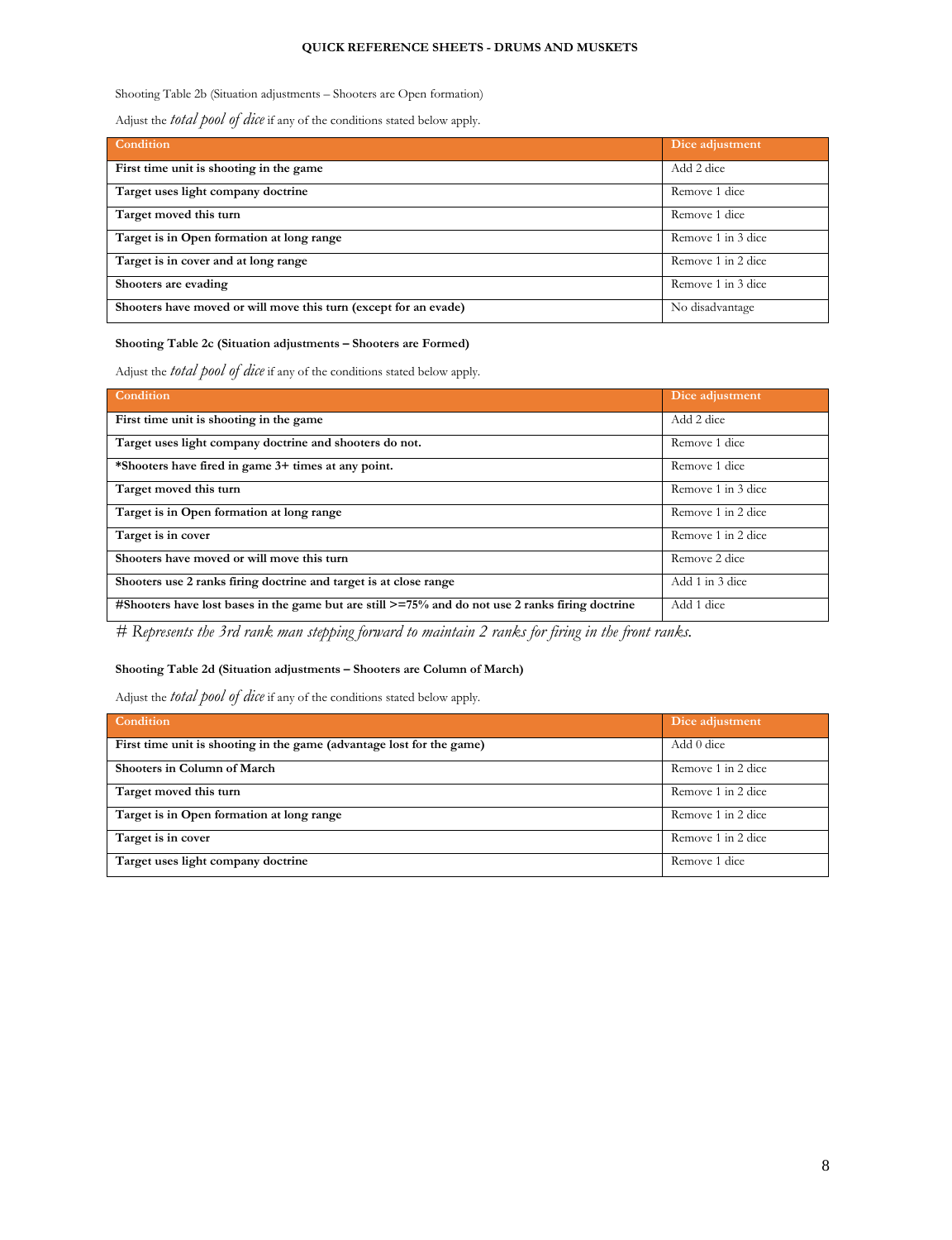Shooting Table 2b (Situation adjustments – Shooters are Open formation)

Adjust the *total pool of dice* if any of the conditions stated below apply.

| Condition | Dice adjustment |
|---|---|
| **First time unit is shooting in the game** | Add 2 dice |
| **Target uses light company doctrine** | Remove 1 dice |
| **Target moved this turn** | Remove 1 dice |
| **Target is in Open formation at long range** | Remove 1 in 3 dice |
| **Target is in cover and at long range** | Remove 1 in 2 dice |
| **Shooters are evading** | Remove 1 in 3 dice |
| **Shooters have moved or will move this turn (except for an evade)** | No disadvantage |

**Shooting Table 2c (Situation adjustments – Shooters are Formed)**

Adjust the *total pool of dice* if any of the conditions stated below apply.

| Condition | Dice adjustment |
|---|---|
| **First time unit is shooting in the game** | Add 2 dice |
| **Target uses light company doctrine and shooters do not.** | Remove 1 dice |
| ***Shooters have fired in game 3+ times at any point.** | Remove 1 dice |
| **Target moved this turn** | Remove 1 in 3 dice |
| **Target is in Open formation at long range** | Remove 1 in 2 dice |
| **Target is in cover** | Remove 1 in 2 dice |
| **Shooters have moved or will move this turn** | Remove 2 dice |
| **Shooters use 2 ranks firing doctrine and target is at close range** | Add 1 in 3 dice |
| **#Shooters have lost bases in the game but are still >=75% and do not use 2 ranks firing doctrine** | Add 1 dice |

*# Represents the 3rd rank man stepping forward to maintain 2 ranks for firing in the front ranks.*

**Shooting Table 2d (Situation adjustments – Shooters are Column of March)**

Adjust the *total pool of dice* if any of the conditions stated below apply.

| Condition | Dice adjustment |
|---|---|
| **First time unit is shooting in the game (advantage lost for the game)** | Add 0 dice |
| **Shooters in Column of March** | Remove 1 in 2 dice |
| **Target moved this turn** | Remove 1 in 2 dice |
| **Target is in Open formation at long range** | Remove 1 in 2 dice |
| **Target is in cover** | Remove 1 in 2 dice |
| **Target uses light company doctrine** | Remove 1 dice |